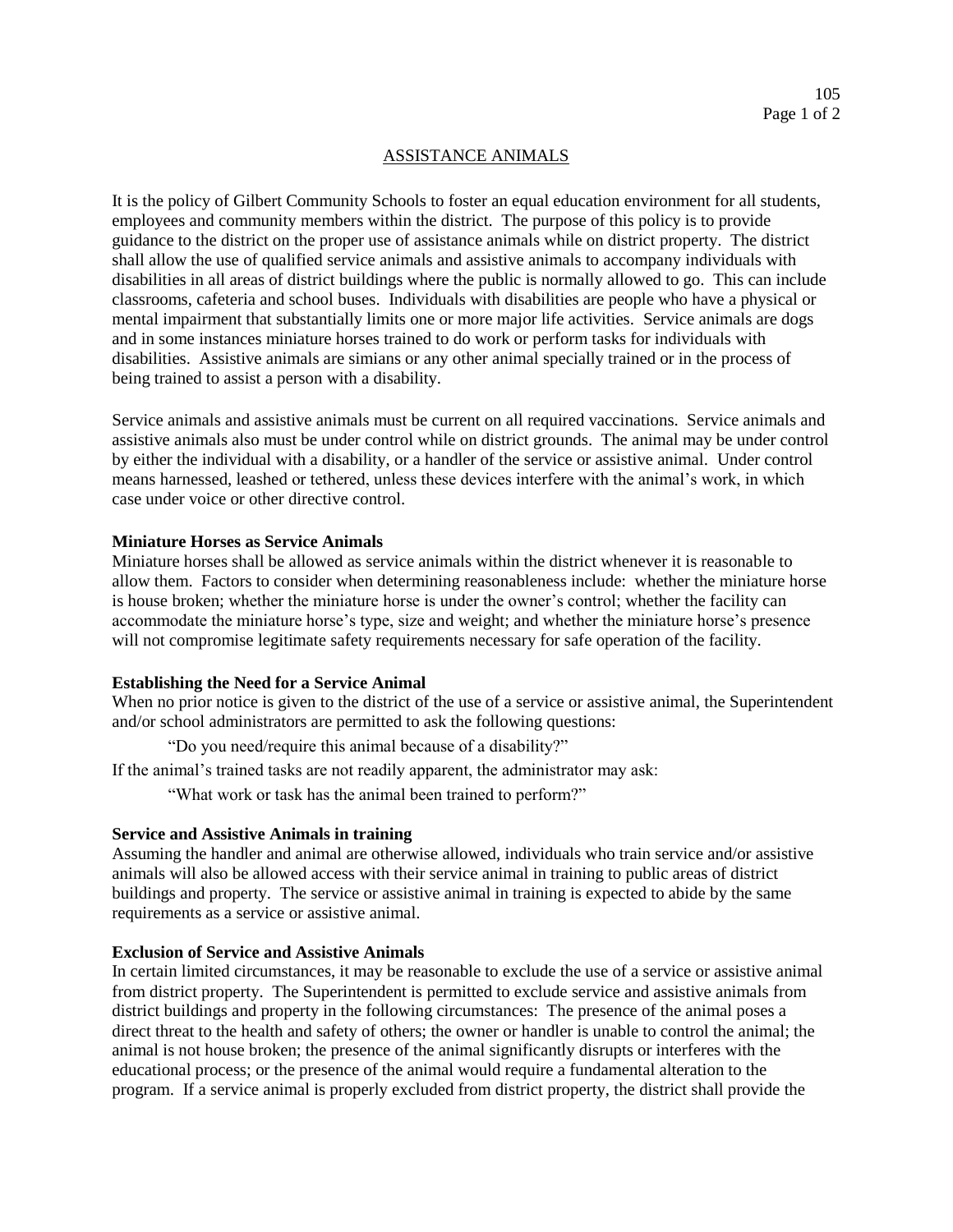# ASSISTANCE ANIMALS

It is the policy of Gilbert Community Schools to foster an equal education environment for all students, employees and community members within the district. The purpose of this policy is to provide guidance to the district on the proper use of assistance animals while on district property. The district shall allow the use of qualified service animals and assistive animals to accompany individuals with disabilities in all areas of district buildings where the public is normally allowed to go. This can include classrooms, cafeteria and school buses. Individuals with disabilities are people who have a physical or mental impairment that substantially limits one or more major life activities. Service animals are dogs and in some instances miniature horses trained to do work or perform tasks for individuals with disabilities. Assistive animals are simians or any other animal specially trained or in the process of being trained to assist a person with a disability.

Service animals and assistive animals must be current on all required vaccinations. Service animals and assistive animals also must be under control while on district grounds. The animal may be under control by either the individual with a disability, or a handler of the service or assistive animal. Under control means harnessed, leashed or tethered, unless these devices interfere with the animal's work, in which case under voice or other directive control.

**Miniature Horses as Service Animals**

Miniature horses shall be allowed as service animals within the district whenever it is reasonable to allow them. Factors to consider when determining reasonableness include: whether the miniature horse is house broken; whether the miniature horse is under the owner's control; whether the facility can accommodate the miniature horse's type, size and weight; and whether the miniature horse's presence will not compromise legitimate safety requirements necessary for safe operation of the facility.

**Establishing the Need for a Service Animal**

When no prior notice is given to the district of the use of a service or assistive animal, the Superintendent and/or school administrators are permitted to ask the following questions:

"Do you need/require this animal because of a disability?"

If the animal's trained tasks are not readily apparent, the administrator may ask:

"What work or task has the animal been trained to perform?"

**Service and Assistive Animals in training**

Assuming the handler and animal are otherwise allowed, individuals who train service and/or assistive animals will also be allowed access with their service animal in training to public areas of district buildings and property. The service or assistive animal in training is expected to abide by the same requirements as a service or assistive animal.

**Exclusion of Service and Assistive Animals**

In certain limited circumstances, it may be reasonable to exclude the use of a service or assistive animal from district property. The Superintendent is permitted to exclude service and assistive animals from district buildings and property in the following circumstances: The presence of the animal poses a direct threat to the health and safety of others; the owner or handler is unable to control the animal; the animal is not house broken; the presence of the animal significantly disrupts or interferes with the educational process; or the presence of the animal would require a fundamental alteration to the program. If a service animal is properly excluded from district property, the district shall provide the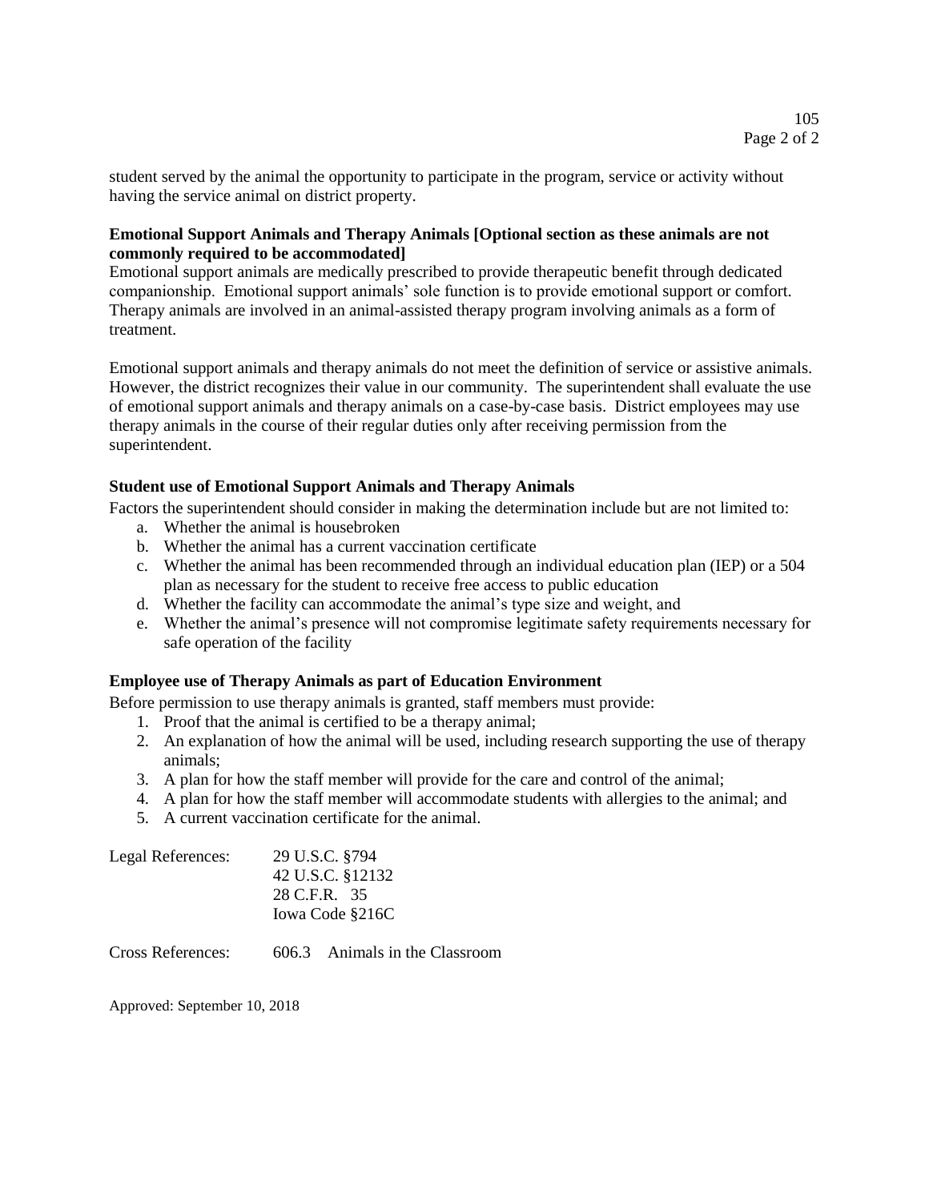student served by the animal the opportunity to participate in the program, service or activity without having the service animal on district property.

**Emotional Support Animals and Therapy Animals [Optional section as these animals are not commonly required to be accommodated]**

Emotional support animals are medically prescribed to provide therapeutic benefit through dedicated companionship. Emotional support animals' sole function is to provide emotional support or comfort. Therapy animals are involved in an animal-assisted therapy program involving animals as a form of treatment.

Emotional support animals and therapy animals do not meet the definition of service or assistive animals. However, the district recognizes their value in our community. The superintendent shall evaluate the use of emotional support animals and therapy animals on a case-by-case basis. District employees may use therapy animals in the course of their regular duties only after receiving permission from the superintendent.

**Student use of Emotional Support Animals and Therapy Animals**

Factors the superintendent should consider in making the determination include but are not limited to:

a. Whether the animal is housebroken
b. Whether the animal has a current vaccination certificate
c. Whether the animal has been recommended through an individual education plan (IEP) or a 504 plan as necessary for the student to receive free access to public education
d. Whether the facility can accommodate the animal's type size and weight, and
e. Whether the animal's presence will not compromise legitimate safety requirements necessary for safe operation of the facility

**Employee use of Therapy Animals as part of Education Environment**

Before permission to use therapy animals is granted, staff members must provide:

1. Proof that the animal is certified to be a therapy animal;
2. An explanation of how the animal will be used, including research supporting the use of therapy animals;
3. A plan for how the staff member will provide for the care and control of the animal;
4. A plan for how the staff member will accommodate students with allergies to the animal; and
5. A current vaccination certificate for the animal.

Legal References:
29 U.S.C. §794
42 U.S.C. §12132
28 C.F.R. 35
Iowa Code §216C

Cross References:
606.3 Animals in the Classroom

Approved: September 10, 2018